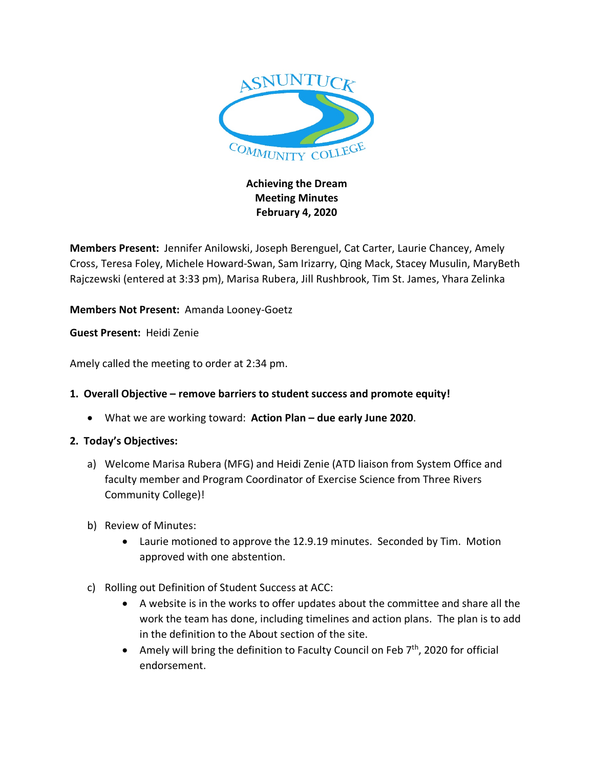ASNUNTUCK COMMUNITY COLLEGE

**Achieving the Dream**
**Meeting Minutes**
**February 4, 2020**

**Members Present:** Jennifer Anilowski, Joseph Berenguel, Cat Carter, Laurie Chancey, Amely Cross, Teresa Foley, Michele Howard-Swan, Sam Irizarry, Qing Mack, Stacey Musulin, MaryBeth Rajczewski (entered at 3:33 pm), Marisa Rubera, Jill Rushbrook, Tim St. James, Yhara Zelinka

**Members Not Present:** Amanda Looney-Goetz

**Guest Present:** Heidi Zenie

Amely called the meeting to order at 2:34 pm.

1. **Overall Objective – remove barriers to student success and promote equity!**
   - What we are working toward: **Action Plan – due early June 2020**.

2. **Today's Objectives:**

   a) Welcome Marisa Rubera (MFG) and Heidi Zenie (ATD liaison from System Office and faculty member and Program Coordinator of Exercise Science from Three Rivers Community College)!

   b) Review of Minutes:
      - Laurie motioned to approve the 12.9.19 minutes. Seconded by Tim. Motion approved with one abstention.

   c) Rolling out Definition of Student Success at ACC:
      - A website is in the works to offer updates about the committee and share all the work the team has done, including timelines and action plans. The plan is to add in the definition to the About section of the site.
      - Amely will bring the definition to Faculty Council on Feb 7th, 2020 for official endorsement.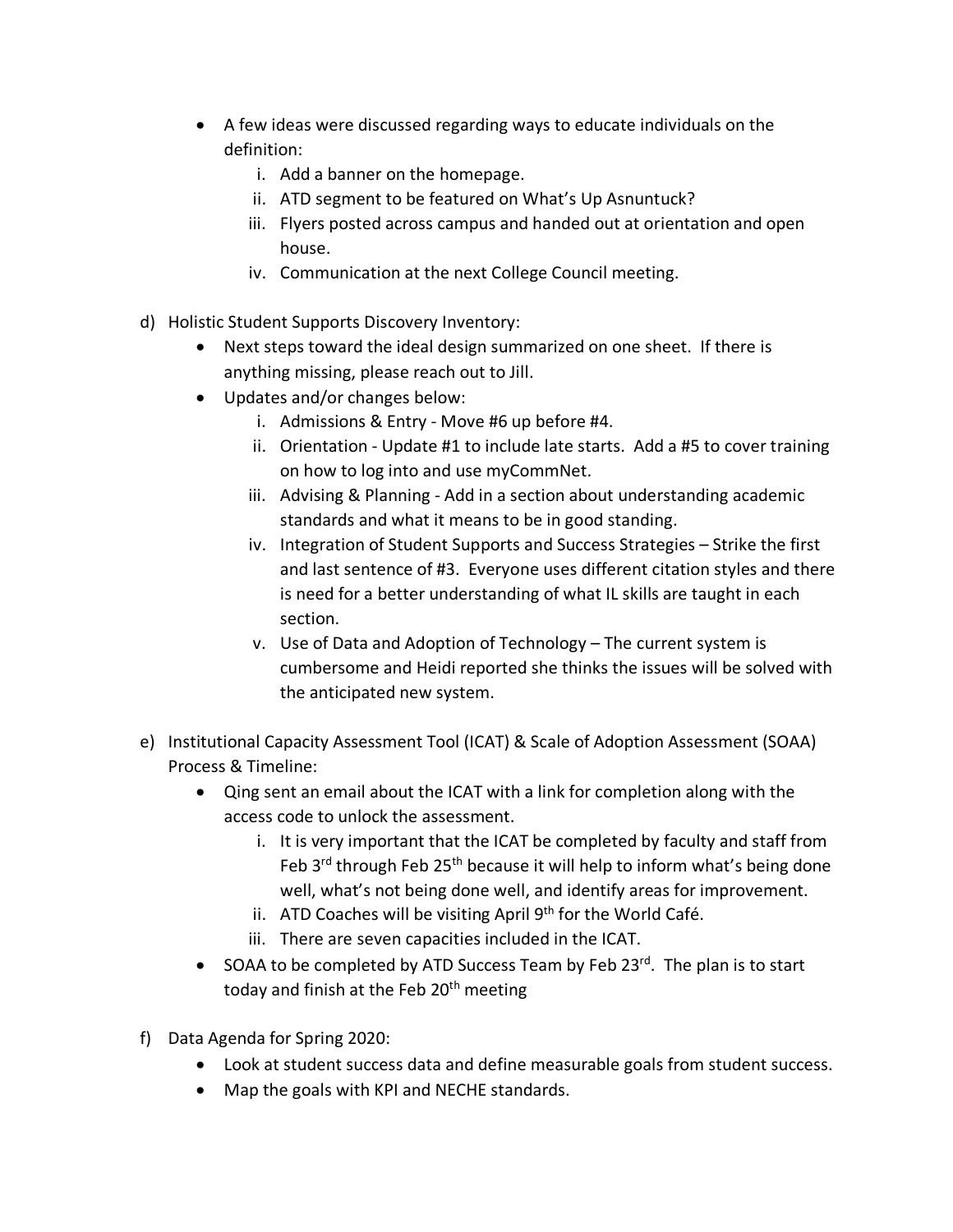- A few ideas were discussed regarding ways to educate individuals on the definition:
    i. Add a banner on the homepage.
    ii. ATD segment to be featured on What's Up Asnuntuck?
    iii. Flyers posted across campus and handed out at orientation and open house.
    iv. Communication at the next College Council meeting.

d) Holistic Student Supports Discovery Inventory:
- Next steps toward the ideal design summarized on one sheet. If there is anything missing, please reach out to Jill.
- Updates and/or changes below:
    i. Admissions & Entry - Move #6 up before #4.
    ii. Orientation - Update #1 to include late starts. Add a #5 to cover training on how to log into and use myCommNet.
    iii. Advising & Planning - Add in a section about understanding academic standards and what it means to be in good standing.
    iv. Integration of Student Supports and Success Strategies – Strike the first and last sentence of #3. Everyone uses different citation styles and there is need for a better understanding of what IL skills are taught in each section.
    v. Use of Data and Adoption of Technology – The current system is cumbersome and Heidi reported she thinks the issues will be solved with the anticipated new system.

e) Institutional Capacity Assessment Tool (ICAT) & Scale of Adoption Assessment (SOAA) Process & Timeline:
- Qing sent an email about the ICAT with a link for completion along with the access code to unlock the assessment.
    i. It is very important that the ICAT be completed by faculty and staff from Feb 3rd through Feb 25th because it will help to inform what's being done well, what's not being done well, and identify areas for improvement.
    ii. ATD Coaches will be visiting April 9th for the World Café.
    iii. There are seven capacities included in the ICAT.
- SOAA to be completed by ATD Success Team by Feb 23rd. The plan is to start today and finish at the Feb 20th meeting

f) Data Agenda for Spring 2020:
- Look at student success data and define measurable goals from student success.
- Map the goals with KPI and NECHE standards.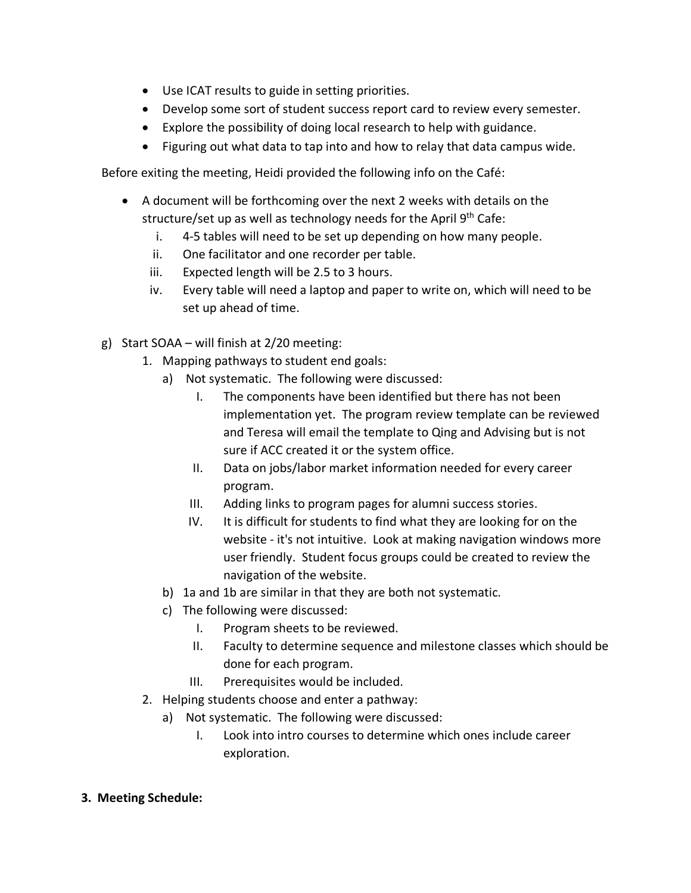- Use ICAT results to guide in setting priorities.
- Develop some sort of student success report card to review every semester.
- Explore the possibility of doing local research to help with guidance.
- Figuring out what data to tap into and how to relay that data campus wide.

Before exiting the meeting, Heidi provided the following info on the Café:

- A document will be forthcoming over the next 2 weeks with details on the structure/set up as well as technology needs for the April 9th Cafe:
  - i. 4-5 tables will need to be set up depending on how many people.
  - ii. One facilitator and one recorder per table.
  - iii. Expected length will be 2.5 to 3 hours.
  - iv. Every table will need a laptop and paper to write on, which will need to be set up ahead of time.

g) Start SOAA – will finish at 2/20 meeting:

1. Mapping pathways to student end goals:
   - a) Not systematic. The following were discussed:
     - I. The components have been identified but there has not been implementation yet. The program review template can be reviewed and Teresa will email the template to Qing and Advising but is not sure if ACC created it or the system office.
     - II. Data on jobs/labor market information needed for every career program.
     - III. Adding links to program pages for alumni success stories.
     - IV. It is difficult for students to find what they are looking for on the website - it's not intuitive. Look at making navigation windows more user friendly. Student focus groups could be created to review the navigation of the website.
   - b) 1a and 1b are similar in that they are both not systematic.
   - c) The following were discussed:
     - I. Program sheets to be reviewed.
     - II. Faculty to determine sequence and milestone classes which should be done for each program.
     - III. Prerequisites would be included.
2. Helping students choose and enter a pathway:
   - a) Not systematic. The following were discussed:
     - I. Look into intro courses to determine which ones include career exploration.

**3. Meeting Schedule:**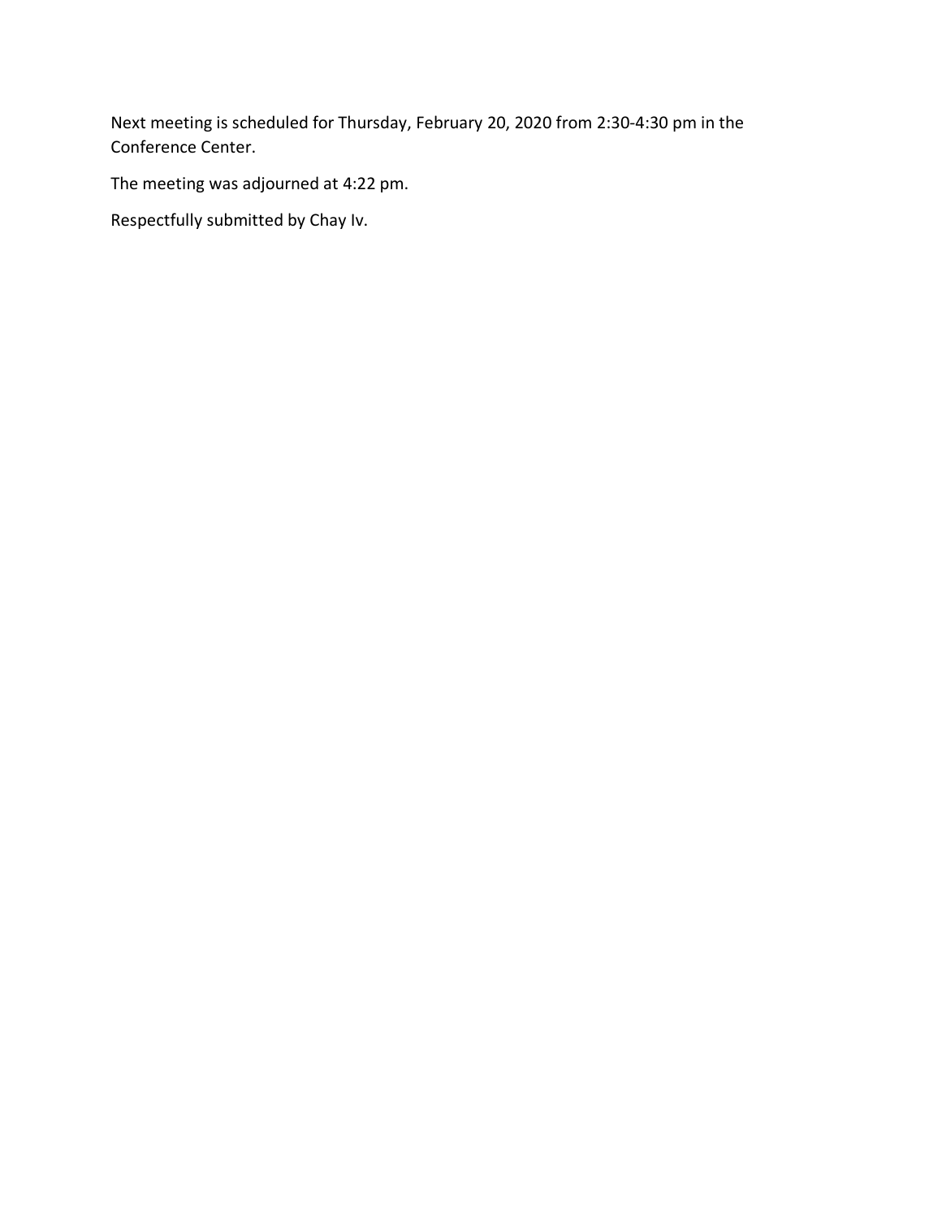Next meeting is scheduled for Thursday, February 20, 2020 from 2:30-4:30 pm in the Conference Center.

The meeting was adjourned at 4:22 pm.

Respectfully submitted by Chay Iv.